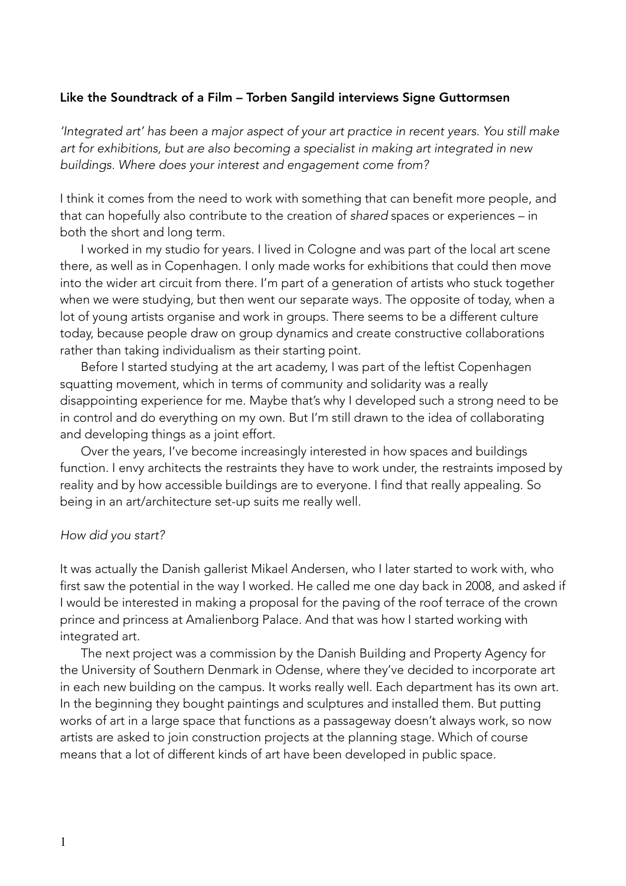**Like the Soundtrack of a Film – Torben Sangild interviews Signe Guttormsen**

*'Integrated art' has been a major aspect of your art practice in recent years. You still make art for exhibitions, but are also becoming a specialist in making art integrated in new buildings. Where does your interest and engagement come from?*

I think it comes from the need to work with something that can benefit more people, and that can hopefully also contribute to the creation of *shared* spaces or experiences – in both the short and long term.

I worked in my studio for years. I lived in Cologne and was part of the local art scene there, as well as in Copenhagen. I only made works for exhibitions that could then move into the wider art circuit from there. I'm part of a generation of artists who stuck together when we were studying, but then went our separate ways. The opposite of today, when a lot of young artists organise and work in groups. There seems to be a different culture today, because people draw on group dynamics and create constructive collaborations rather than taking individualism as their starting point.

Before I started studying at the art academy, I was part of the leftist Copenhagen squatting movement, which in terms of community and solidarity was a really disappointing experience for me. Maybe that's why I developed such a strong need to be in control and do everything on my own. But I'm still drawn to the idea of collaborating and developing things as a joint effort.

Over the years, I've become increasingly interested in how spaces and buildings function. I envy architects the restraints they have to work under, the restraints imposed by reality and by how accessible buildings are to everyone. I find that really appealing. So being in an art/architecture set-up suits me really well.

*How did you start?*

It was actually the Danish gallerist Mikael Andersen, who I later started to work with, who first saw the potential in the way I worked. He called me one day back in 2008, and asked if I would be interested in making a proposal for the paving of the roof terrace of the crown prince and princess at Amalienborg Palace. And that was how I started working with integrated art.

The next project was a commission by the Danish Building and Property Agency for the University of Southern Denmark in Odense, where they've decided to incorporate art in each new building on the campus. It works really well. Each department has its own art. In the beginning they bought paintings and sculptures and installed them. But putting works of art in a large space that functions as a passageway doesn't always work, so now artists are asked to join construction projects at the planning stage. Which of course means that a lot of different kinds of art have been developed in public space.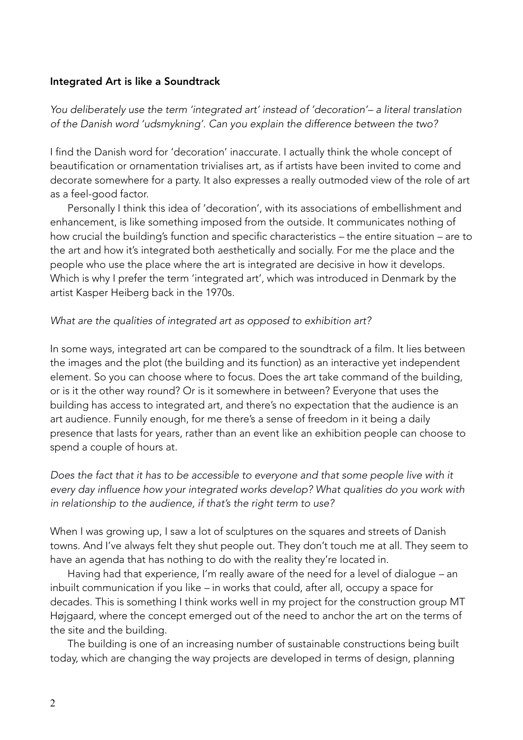**Integrated Art is like a Soundtrack**

*You deliberately use the term 'integrated art' instead of 'decoration'– a literal translation of the Danish word 'udsmykning'. Can you explain the difference between the two?*

I find the Danish word for 'decoration' inaccurate. I actually think the whole concept of beautification or ornamentation trivialises art, as if artists have been invited to come and decorate somewhere for a party. It also expresses a really outmoded view of the role of art as a feel-good factor.

Personally I think this idea of 'decoration', with its associations of embellishment and enhancement, is like something imposed from the outside. It communicates nothing of how crucial the building's function and specific characteristics – the entire situation – are to the art and how it's integrated both aesthetically and socially. For me the place and the people who use the place where the art is integrated are decisive in how it develops. Which is why I prefer the term 'integrated art', which was introduced in Denmark by the artist Kasper Heiberg back in the 1970s.

*What are the qualities of integrated art as opposed to exhibition art?*

In some ways, integrated art can be compared to the soundtrack of a film. It lies between the images and the plot (the building and its function) as an interactive yet independent element. So you can choose where to focus. Does the art take command of the building, or is it the other way round? Or is it somewhere in between? Everyone that uses the building has access to integrated art, and there's no expectation that the audience is an art audience. Funnily enough, for me there's a sense of freedom in it being a daily presence that lasts for years, rather than an event like an exhibition people can choose to spend a couple of hours at.

*Does the fact that it has to be accessible to everyone and that some people live with it every day influence how your integrated works develop? What qualities do you work with in relationship to the audience, if that's the right term to use?*

When I was growing up, I saw a lot of sculptures on the squares and streets of Danish towns. And I've always felt they shut people out. They don't touch me at all. They seem to have an agenda that has nothing to do with the reality they're located in.

Having had that experience, I'm really aware of the need for a level of dialogue – an inbuilt communication if you like – in works that could, after all, occupy a space for decades. This is something I think works well in my project for the construction group MT Højgaard, where the concept emerged out of the need to anchor the art on the terms of the site and the building.

The building is one of an increasing number of sustainable constructions being built today, which are changing the way projects are developed in terms of design, planning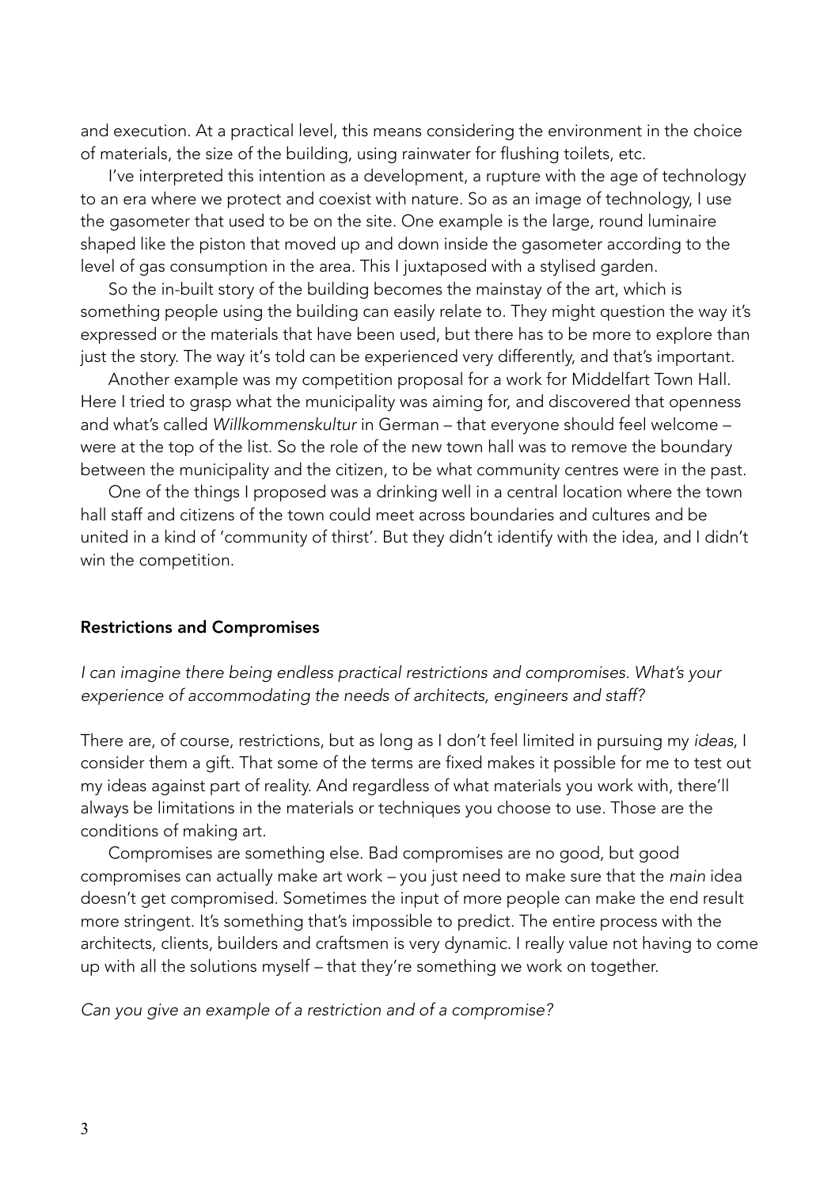and execution. At a practical level, this means considering the environment in the choice of materials, the size of the building, using rainwater for flushing toilets, etc.

I've interpreted this intention as a development, a rupture with the age of technology to an era where we protect and coexist with nature. So as an image of technology, I use the gasometer that used to be on the site. One example is the large, round luminaire shaped like the piston that moved up and down inside the gasometer according to the level of gas consumption in the area. This I juxtaposed with a stylised garden.

So the in-built story of the building becomes the mainstay of the art, which is something people using the building can easily relate to. They might question the way it's expressed or the materials that have been used, but there has to be more to explore than just the story. The way it's told can be experienced very differently, and that's important.

Another example was my competition proposal for a work for Middelfart Town Hall. Here I tried to grasp what the municipality was aiming for, and discovered that openness and what's called *Willkommenskultur* in German – that everyone should feel welcome – were at the top of the list. So the role of the new town hall was to remove the boundary between the municipality and the citizen, to be what community centres were in the past.

One of the things I proposed was a drinking well in a central location where the town hall staff and citizens of the town could meet across boundaries and cultures and be united in a kind of 'community of thirst'. But they didn't identify with the idea, and I didn't win the competition.

### Restrictions and Compromises

*I can imagine there being endless practical restrictions and compromises. What's your experience of accommodating the needs of architects, engineers and staff?*

There are, of course, restrictions, but as long as I don't feel limited in pursuing my *ideas*, I consider them a gift. That some of the terms are fixed makes it possible for me to test out my ideas against part of reality. And regardless of what materials you work with, there'll always be limitations in the materials or techniques you choose to use. Those are the conditions of making art.

Compromises are something else. Bad compromises are no good, but good compromises can actually make art work – you just need to make sure that the *main* idea doesn't get compromised. Sometimes the input of more people can make the end result more stringent. It's something that's impossible to predict. The entire process with the architects, clients, builders and craftsmen is very dynamic. I really value not having to come up with all the solutions myself – that they're something we work on together.

*Can you give an example of a restriction and of a compromise?*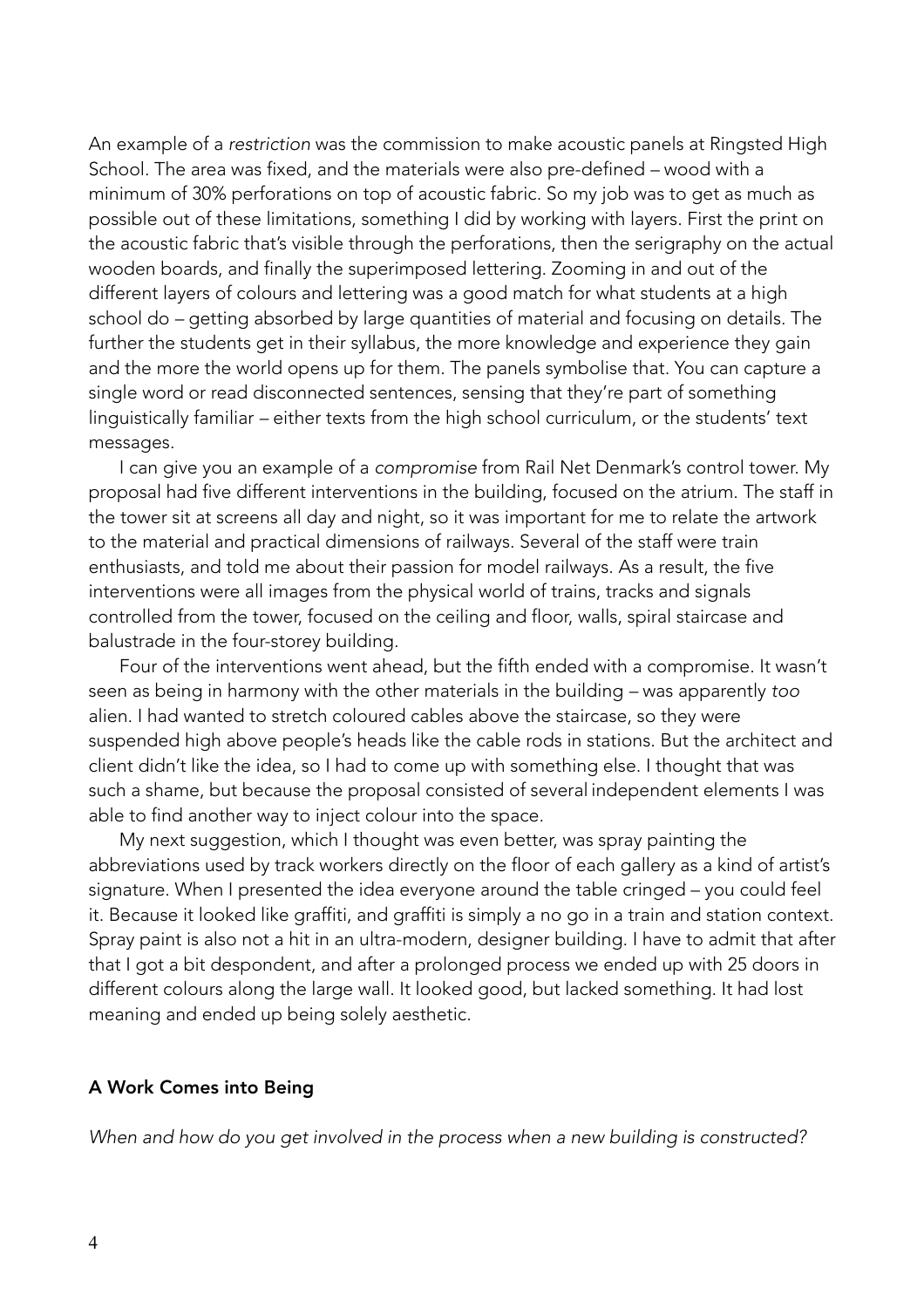An example of a *restriction* was the commission to make acoustic panels at Ringsted High School. The area was fixed, and the materials were also pre-defined – wood with a minimum of 30% perforations on top of acoustic fabric. So my job was to get as much as possible out of these limitations, something I did by working with layers. First the print on the acoustic fabric that's visible through the perforations, then the serigraphy on the actual wooden boards, and finally the superimposed lettering. Zooming in and out of the different layers of colours and lettering was a good match for what students at a high school do – getting absorbed by large quantities of material and focusing on details. The further the students get in their syllabus, the more knowledge and experience they gain and the more the world opens up for them. The panels symbolise that. You can capture a single word or read disconnected sentences, sensing that they're part of something linguistically familiar – either texts from the high school curriculum, or the students' text messages.

I can give you an example of a *compromise* from Rail Net Denmark's control tower. My proposal had five different interventions in the building, focused on the atrium. The staff in the tower sit at screens all day and night, so it was important for me to relate the artwork to the material and practical dimensions of railways. Several of the staff were train enthusiasts, and told me about their passion for model railways. As a result, the five interventions were all images from the physical world of trains, tracks and signals controlled from the tower, focused on the ceiling and floor, walls, spiral staircase and balustrade in the four-storey building.

Four of the interventions went ahead, but the fifth ended with a compromise. It wasn't seen as being in harmony with the other materials in the building – was apparently *too* alien. I had wanted to stretch coloured cables above the staircase, so they were suspended high above people's heads like the cable rods in stations. But the architect and client didn't like the idea, so I had to come up with something else. I thought that was such a shame, but because the proposal consisted of several independent elements I was able to find another way to inject colour into the space.

My next suggestion, which I thought was even better, was spray painting the abbreviations used by track workers directly on the floor of each gallery as a kind of artist's signature. When I presented the idea everyone around the table cringed – you could feel it. Because it looked like graffiti, and graffiti is simply a no go in a train and station context. Spray paint is also not a hit in an ultra-modern, designer building. I have to admit that after that I got a bit despondent, and after a prolonged process we ended up with 25 doors in different colours along the large wall. It looked good, but lacked something. It had lost meaning and ended up being solely aesthetic.

### A Work Comes into Being

*When and how do you get involved in the process when a new building is constructed?*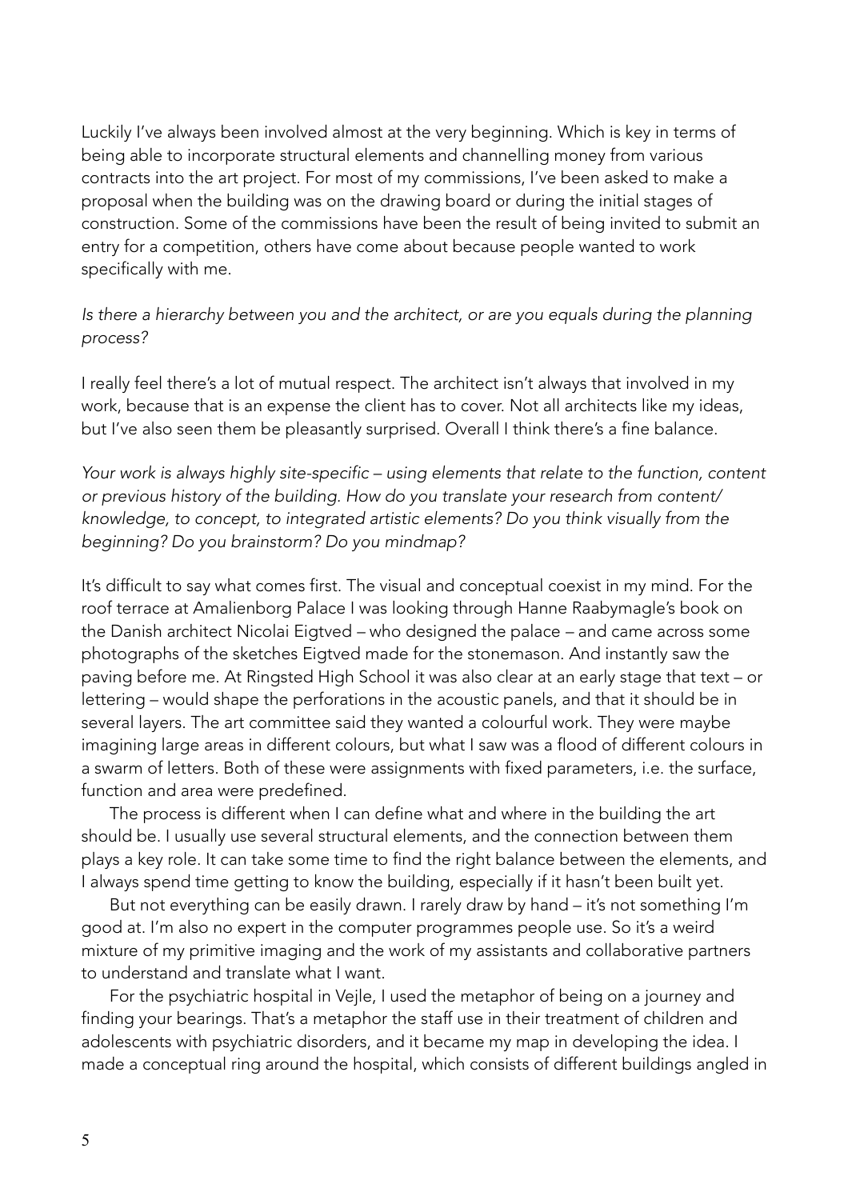Luckily I've always been involved almost at the very beginning. Which is key in terms of being able to incorporate structural elements and channelling money from various contracts into the art project. For most of my commissions, I've been asked to make a proposal when the building was on the drawing board or during the initial stages of construction. Some of the commissions have been the result of being invited to submit an entry for a competition, others have come about because people wanted to work specifically with me.

*Is there a hierarchy between you and the architect, or are you equals during the planning process?*

I really feel there's a lot of mutual respect. The architect isn't always that involved in my work, because that is an expense the client has to cover. Not all architects like my ideas, but I've also seen them be pleasantly surprised. Overall I think there's a fine balance.

*Your work is always highly site-specific – using elements that relate to the function, content or previous history of the building. How do you translate your research from content/ knowledge, to concept, to integrated artistic elements? Do you think visually from the beginning? Do you brainstorm? Do you mindmap?*

It's difficult to say what comes first. The visual and conceptual coexist in my mind. For the roof terrace at Amalienborg Palace I was looking through Hanne Raabymagle's book on the Danish architect Nicolai Eigtved – who designed the palace – and came across some photographs of the sketches Eigtved made for the stonemason. And instantly saw the paving before me. At Ringsted High School it was also clear at an early stage that text – or lettering – would shape the perforations in the acoustic panels, and that it should be in several layers. The art committee said they wanted a colourful work. They were maybe imagining large areas in different colours, but what I saw was a flood of different colours in a swarm of letters. Both of these were assignments with fixed parameters, i.e. the surface, function and area were predefined.

The process is different when I can define what and where in the building the art should be. I usually use several structural elements, and the connection between them plays a key role. It can take some time to find the right balance between the elements, and I always spend time getting to know the building, especially if it hasn't been built yet.

But not everything can be easily drawn. I rarely draw by hand – it's not something I'm good at. I'm also no expert in the computer programmes people use. So it's a weird mixture of my primitive imaging and the work of my assistants and collaborative partners to understand and translate what I want.

For the psychiatric hospital in Vejle, I used the metaphor of being on a journey and finding your bearings. That's a metaphor the staff use in their treatment of children and adolescents with psychiatric disorders, and it became my map in developing the idea. I made a conceptual ring around the hospital, which consists of different buildings angled in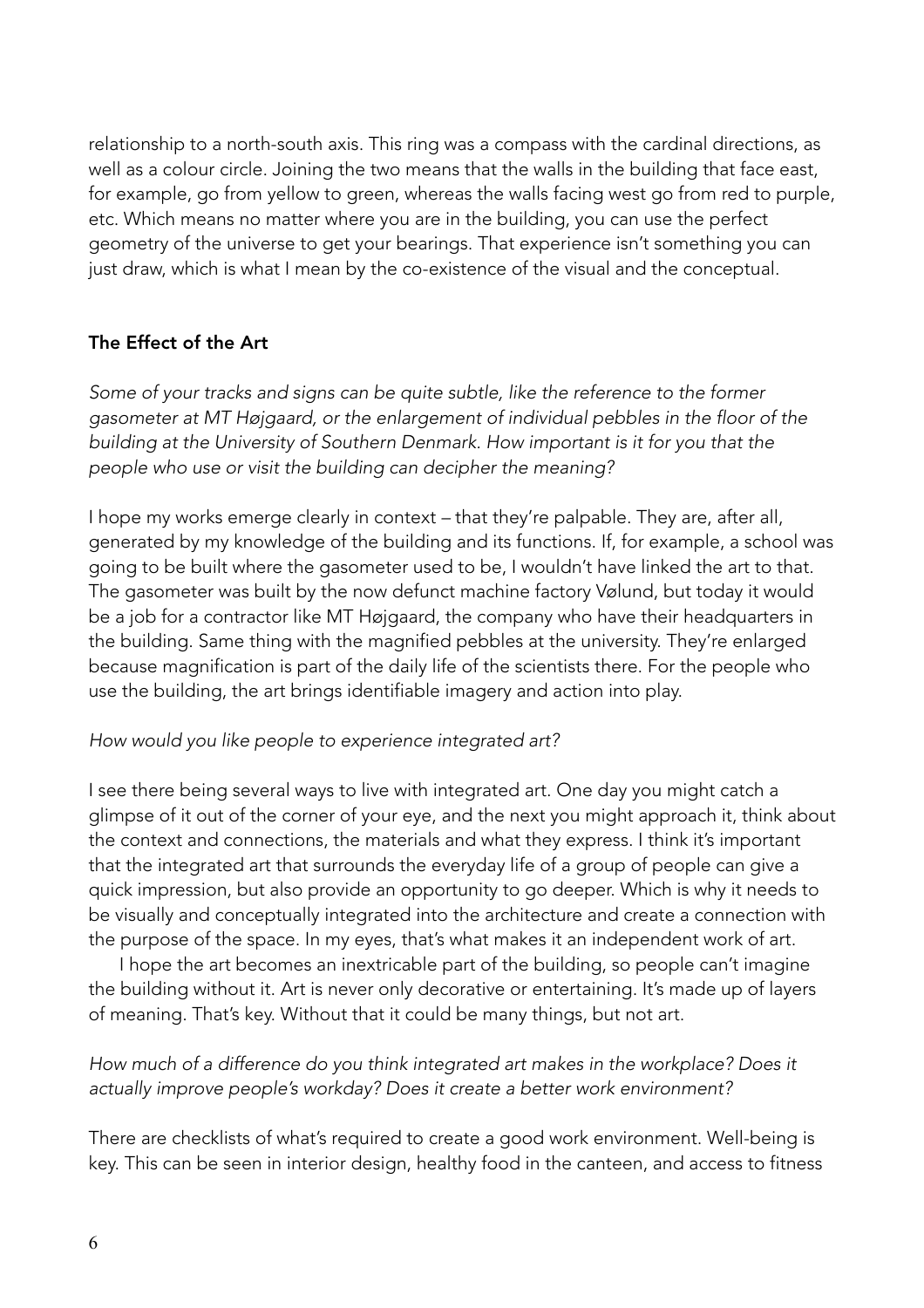relationship to a north-south axis. This ring was a compass with the cardinal directions, as well as a colour circle. Joining the two means that the walls in the building that face east, for example, go from yellow to green, whereas the walls facing west go from red to purple, etc. Which means no matter where you are in the building, you can use the perfect geometry of the universe to get your bearings. That experience isn't something you can just draw, which is what I mean by the co-existence of the visual and the conceptual.

### The Effect of the Art

*Some of your tracks and signs can be quite subtle, like the reference to the former gasometer at MT Højgaard, or the enlargement of individual pebbles in the floor of the building at the University of Southern Denmark. How important is it for you that the people who use or visit the building can decipher the meaning?*

I hope my works emerge clearly in context – that they're palpable. They are, after all, generated by my knowledge of the building and its functions. If, for example, a school was going to be built where the gasometer used to be, I wouldn't have linked the art to that. The gasometer was built by the now defunct machine factory Vølund, but today it would be a job for a contractor like MT Højgaard, the company who have their headquarters in the building. Same thing with the magnified pebbles at the university. They're enlarged because magnification is part of the daily life of the scientists there. For the people who use the building, the art brings identifiable imagery and action into play.

*How would you like people to experience integrated art?*

I see there being several ways to live with integrated art. One day you might catch a glimpse of it out of the corner of your eye, and the next you might approach it, think about the context and connections, the materials and what they express. I think it's important that the integrated art that surrounds the everyday life of a group of people can give a quick impression, but also provide an opportunity to go deeper. Which is why it needs to be visually and conceptually integrated into the architecture and create a connection with the purpose of the space. In my eyes, that's what makes it an independent work of art.

I hope the art becomes an inextricable part of the building, so people can't imagine the building without it. Art is never only decorative or entertaining. It's made up of layers of meaning. That's key. Without that it could be many things, but not art.

*How much of a difference do you think integrated art makes in the workplace? Does it actually improve people's workday? Does it create a better work environment?*

There are checklists of what's required to create a good work environment. Well-being is key. This can be seen in interior design, healthy food in the canteen, and access to fitness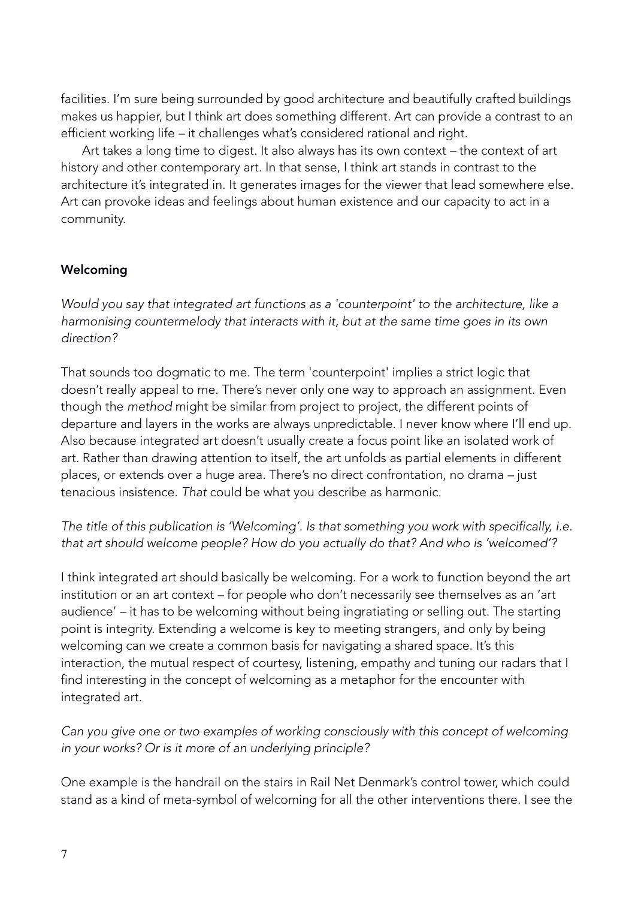facilities. I'm sure being surrounded by good architecture and beautifully crafted buildings makes us happier, but I think art does something different. Art can provide a contrast to an efficient working life – it challenges what's considered rational and right.

Art takes a long time to digest. It also always has its own context – the context of art history and other contemporary art. In that sense, I think art stands in contrast to the architecture it's integrated in. It generates images for the viewer that lead somewhere else. Art can provoke ideas and feelings about human existence and our capacity to act in a community.

## Welcoming

*Would you say that integrated art functions as a 'counterpoint' to the architecture, like a harmonising countermelody that interacts with it, but at the same time goes in its own direction?*

That sounds too dogmatic to me. The term 'counterpoint' implies a strict logic that doesn't really appeal to me. There's never only one way to approach an assignment. Even though the *method* might be similar from project to project, the different points of departure and layers in the works are always unpredictable. I never know where I'll end up. Also because integrated art doesn't usually create a focus point like an isolated work of art. Rather than drawing attention to itself, the art unfolds as partial elements in different places, or extends over a huge area. There's no direct confrontation, no drama – just tenacious insistence. *That* could be what you describe as harmonic.

*The title of this publication is 'Welcoming'. Is that something you work with specifically, i.e. that art should welcome people? How do you actually do that? And who is 'welcomed'?*

I think integrated art should basically be welcoming. For a work to function beyond the art institution or an art context – for people who don't necessarily see themselves as an 'art audience' – it has to be welcoming without being ingratiating or selling out. The starting point is integrity. Extending a welcome is key to meeting strangers, and only by being welcoming can we create a common basis for navigating a shared space. It's this interaction, the mutual respect of courtesy, listening, empathy and tuning our radars that I find interesting in the concept of welcoming as a metaphor for the encounter with integrated art.

*Can you give one or two examples of working consciously with this concept of welcoming in your works? Or is it more of an underlying principle?*

One example is the handrail on the stairs in Rail Net Denmark's control tower, which could stand as a kind of meta-symbol of welcoming for all the other interventions there. I see the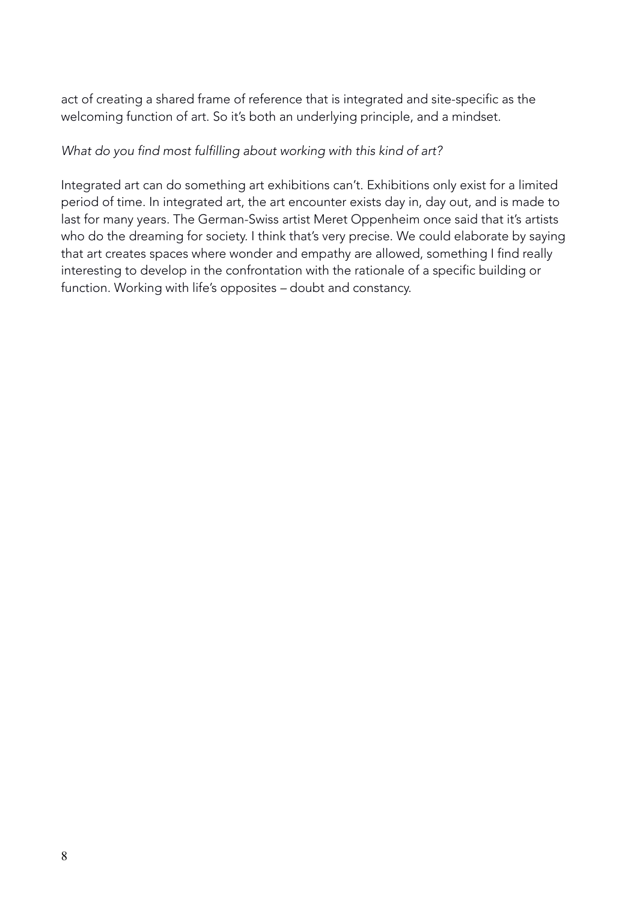act of creating a shared frame of reference that is integrated and site-specific as the welcoming function of art. So it's both an underlying principle, and a mindset.

*What do you find most fulfilling about working with this kind of art?*

Integrated art can do something art exhibitions can't. Exhibitions only exist for a limited period of time. In integrated art, the art encounter exists day in, day out, and is made to last for many years. The German-Swiss artist Meret Oppenheim once said that it's artists who do the dreaming for society. I think that's very precise. We could elaborate by saying that art creates spaces where wonder and empathy are allowed, something I find really interesting to develop in the confrontation with the rationale of a specific building or function. Working with life's opposites – doubt and constancy.